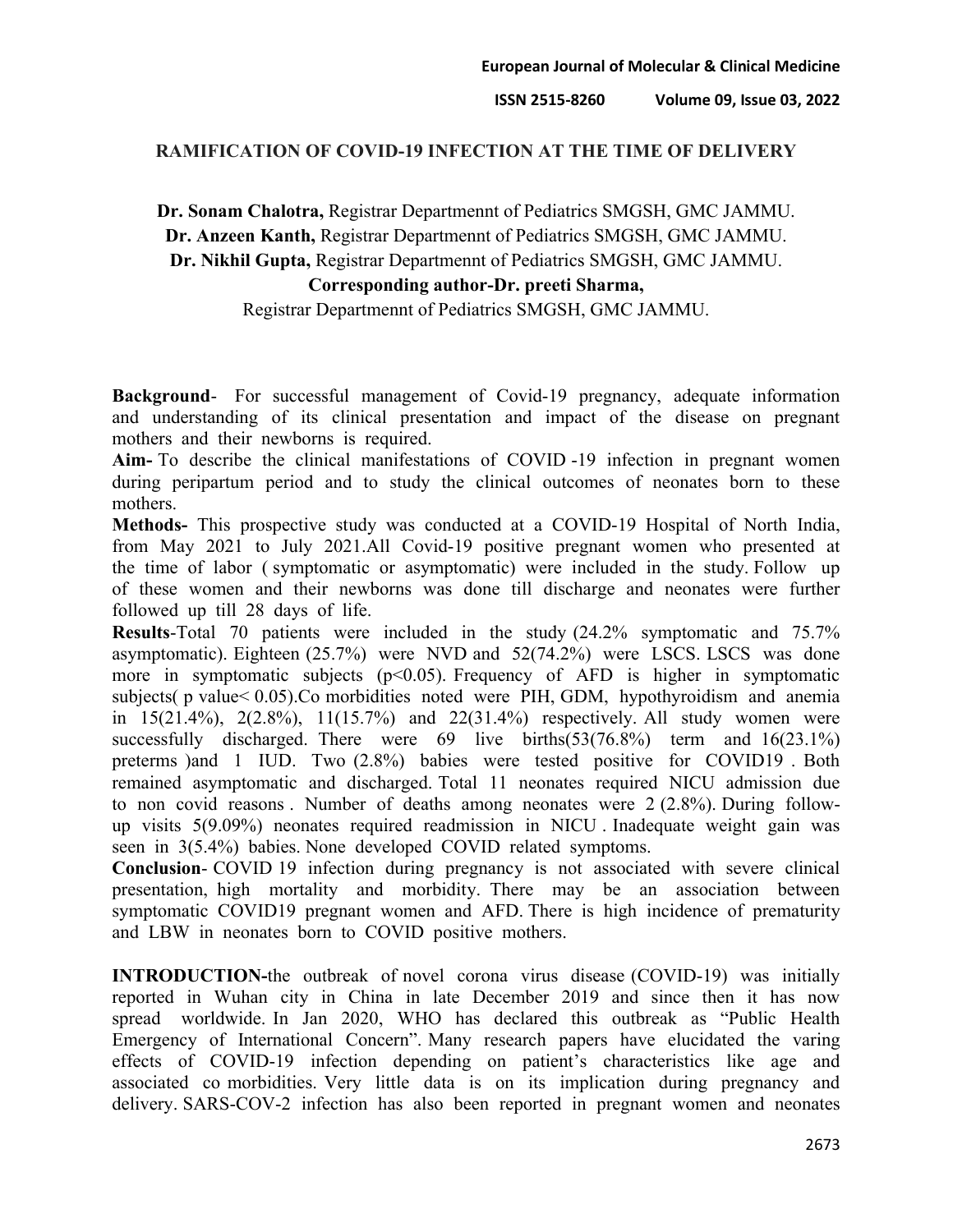# RAMIFICATION OF COVID-19 INFECTION AT THE TIME OF DELIVERY

**Dr. Sonam Chalotra,** Registrar Departmennt of Pediatrics SMGSH, GMC JAMMU.
**Dr. Anzeen Kanth,** Registrar Departmennt of Pediatrics SMGSH, GMC JAMMU.
**Dr. Nikhil Gupta,** Registrar Departmennt of Pediatrics SMGSH, GMC JAMMU.
**Corresponding author-Dr. preeti Sharma,**
Registrar Departmennt of Pediatrics SMGSH, GMC JAMMU.

**Background**- For successful management of Covid-19 pregnancy, adequate information and understanding of its clinical presentation and impact of the disease on pregnant mothers and their newborns is required.

**Aim-** To describe the clinical manifestations of COVID -19 infection in pregnant women during peripartum period and to study the clinical outcomes of neonates born to these mothers.

**Methods-** This prospective study was conducted at a COVID-19 Hospital of North India, from May 2021 to July 2021.All Covid-19 positive pregnant women who presented at the time of labor ( symptomatic or asymptomatic) were included in the study. Follow up of these women and their newborns was done till discharge and neonates were further followed up till 28 days of life.

**Results**-Total 70 patients were included in the study (24.2% symptomatic and 75.7% asymptomatic). Eighteen (25.7%) were NVD and 52(74.2%) were LSCS. LSCS was done more in symptomatic subjects ($p<0.05$). Frequency of AFD is higher in symptomatic subjects( p value< 0.05).Co morbidities noted were PIH, GDM, hypothyroidism and anemia in 15(21.4%), 2(2.8%), 11(15.7%) and 22(31.4%) respectively. All study women were successfully discharged. There were 69 live births(53(76.8%) term and 16(23.1%) preterms )and 1 IUD. Two (2.8%) babies were tested positive for COVID19 . Both remained asymptomatic and discharged. Total 11 neonates required NICU admission due to non covid reasons . Number of deaths among neonates were 2 (2.8%). During follow-up visits 5(9.09%) neonates required readmission in NICU . Inadequate weight gain was seen in 3(5.4%) babies. None developed COVID related symptoms.

**Conclusion**- COVID 19 infection during pregnancy is not associated with severe clinical presentation, high mortality and morbidity. There may be an association between symptomatic COVID19 pregnant women and AFD. There is high incidence of prematurity and LBW in neonates born to COVID positive mothers.

**INTRODUCTION-**the outbreak of novel corona virus disease (COVID-19) was initially reported in Wuhan city in China in late December 2019 and since then it has now spread worldwide. In Jan 2020, WHO has declared this outbreak as "Public Health Emergency of International Concern". Many research papers have elucidated the varing effects of COVID-19 infection depending on patient's characteristics like age and associated co morbidities. Very little data is on its implication during pregnancy and delivery. SARS-COV-2 infection has also been reported in pregnant women and neonates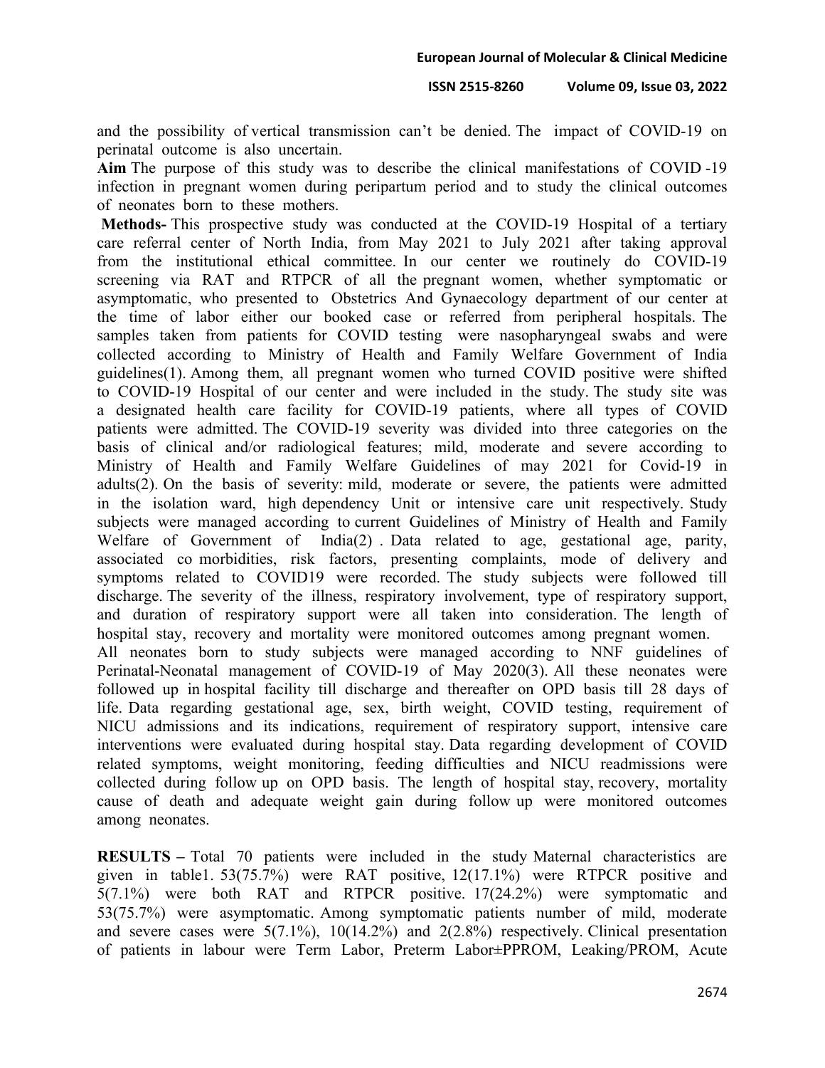and the possibility of vertical transmission can't be denied. The impact of COVID-19 on perinatal outcome is also uncertain.

**Aim** The purpose of this study was to describe the clinical manifestations of COVID -19 infection in pregnant women during peripartum period and to study the clinical outcomes of neonates born to these mothers.

**Methods-** This prospective study was conducted at the COVID-19 Hospital of a tertiary care referral center of North India, from May 2021 to July 2021 after taking approval from the institutional ethical committee. In our center we routinely do COVID-19 screening via RAT and RTPCR of all the pregnant women, whether symptomatic or asymptomatic, who presented to Obstetrics And Gynaecology department of our center at the time of labor either our booked case or referred from peripheral hospitals. The samples taken from patients for COVID testing were nasopharyngeal swabs and were collected according to Ministry of Health and Family Welfare Government of India guidelines(1). Among them, all pregnant women who turned COVID positive were shifted to COVID-19 Hospital of our center and were included in the study. The study site was a designated health care facility for COVID-19 patients, where all types of COVID patients were admitted. The COVID-19 severity was divided into three categories on the basis of clinical and/or radiological features; mild, moderate and severe according to Ministry of Health and Family Welfare Guidelines of may 2021 for Covid-19 in adults(2). On the basis of severity: mild, moderate or severe, the patients were admitted in the isolation ward, high dependency Unit or intensive care unit respectively. Study subjects were managed according to current Guidelines of Ministry of Health and Family Welfare of Government of India(2) . Data related to age, gestational age, parity, associated co morbidities, risk factors, presenting complaints, mode of delivery and symptoms related to COVID19 were recorded. The study subjects were followed till discharge. The severity of the illness, respiratory involvement, type of respiratory support, and duration of respiratory support were all taken into consideration. The length of hospital stay, recovery and mortality were monitored outcomes among pregnant women.

All neonates born to study subjects were managed according to NNF guidelines of Perinatal-Neonatal management of COVID-19 of May 2020(3). All these neonates were followed up in hospital facility till discharge and thereafter on OPD basis till 28 days of life. Data regarding gestational age, sex, birth weight, COVID testing, requirement of NICU admissions and its indications, requirement of respiratory support, intensive care interventions were evaluated during hospital stay. Data regarding development of COVID related symptoms, weight monitoring, feeding difficulties and NICU readmissions were collected during follow up on OPD basis. The length of hospital stay, recovery, mortality cause of death and adequate weight gain during follow up were monitored outcomes among neonates.

**RESULTS –** Total 70 patients were included in the study Maternal characteristics are given in table1. 53(75.7%) were RAT positive, 12(17.1%) were RTPCR positive and 5(7.1%) were both RAT and RTPCR positive. 17(24.2%) were symptomatic and 53(75.7%) were asymptomatic. Among symptomatic patients number of mild, moderate and severe cases were 5(7.1%), 10(14.2%) and 2(2.8%) respectively. Clinical presentation of patients in labour were Term Labor, Preterm Labor±PPROM, Leaking/PROM, Acute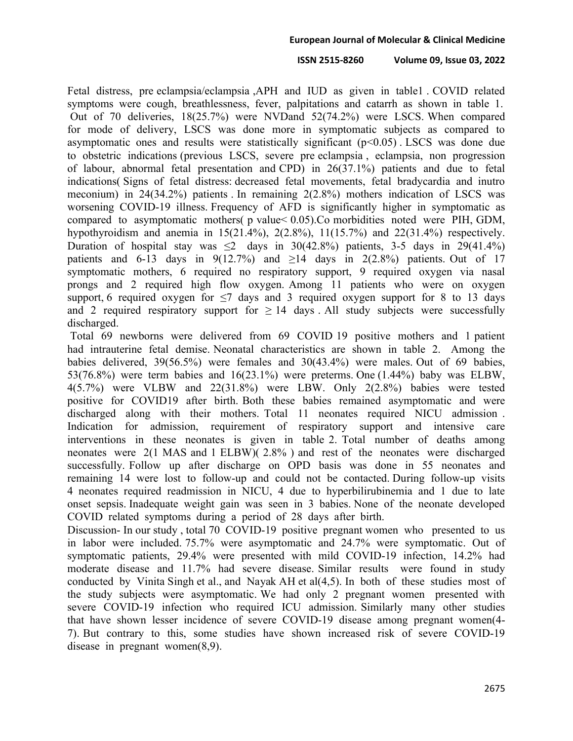Fetal distress, pre eclampsia/eclampsia ,APH and IUD as given in table1 . COVID related symptoms were cough, breathlessness, fever, palpitations and catarrh as shown in table 1. Out of 70 deliveries, 18(25.7%) were NVDand 52(74.2%) were LSCS. When compared for mode of delivery, LSCS was done more in symptomatic subjects as compared to asymptomatic ones and results were statistically significant ($p<0.05$) . LSCS was done due to obstetric indications (previous LSCS, severe pre eclampsia , eclampsia, non progression of labour, abnormal fetal presentation and CPD) in 26(37.1%) patients and due to fetal indications( Signs of fetal distress: decreased fetal movements, fetal bradycardia and inutro meconium) in 24(34.2%) patients . In remaining 2(2.8%) mothers indication of LSCS was worsening COVID-19 illness. Frequency of AFD is significantly higher in symptomatic as compared to asymptomatic mothers( p value< 0.05).Co morbidities noted were PIH, GDM, hypothyroidism and anemia in 15(21.4%), 2(2.8%), 11(15.7%) and 22(31.4%) respectively. Duration of hospital stay was ≤2 days in 30(42.8%) patients, 3-5 days in 29(41.4%) patients and 6-13 days in 9(12.7%) and ≥14 days in 2(2.8%) patients. Out of 17 symptomatic mothers, 6 required no respiratory support, 9 required oxygen via nasal prongs and 2 required high flow oxygen. Among 11 patients who were on oxygen support, 6 required oxygen for ≤7 days and 3 required oxygen support for 8 to 13 days and 2 required respiratory support for ≥ 14 days . All study subjects were successfully discharged.

Total 69 newborns were delivered from 69 COVID 19 positive mothers and 1 patient had intrauterine fetal demise. Neonatal characteristics are shown in table 2. Among the babies delivered, 39(56.5%) were females and 30(43.4%) were males. Out of 69 babies, 53(76.8%) were term babies and 16(23.1%) were preterms. One (1.44%) baby was ELBW, 4(5.7%) were VLBW and 22(31.8%) were LBW. Only 2(2.8%) babies were tested positive for COVID19 after birth. Both these babies remained asymptomatic and were discharged along with their mothers. Total 11 neonates required NICU admission . Indication for admission, requirement of respiratory support and intensive care interventions in these neonates is given in table 2. Total number of deaths among neonates were 2(1 MAS and 1 ELBW)( 2.8% ) and rest of the neonates were discharged successfully. Follow up after discharge on OPD basis was done in 55 neonates and remaining 14 were lost to follow-up and could not be contacted. During follow-up visits 4 neonates required readmission in NICU, 4 due to hyperbilirubinemia and 1 due to late onset sepsis. Inadequate weight gain was seen in 3 babies. None of the neonate developed COVID related symptoms during a period of 28 days after birth.

Discussion- In our study , total 70 COVID-19 positive pregnant women who presented to us in labor were included. 75.7% were asymptomatic and 24.7% were symptomatic. Out of symptomatic patients, 29.4% were presented with mild COVID-19 infection, 14.2% had moderate disease and 11.7% had severe disease. Similar results were found in study conducted by Vinita Singh et al., and Nayak AH et al(4,5). In both of these studies most of the study subjects were asymptomatic. We had only 2 pregnant women presented with severe COVID-19 infection who required ICU admission. Similarly many other studies that have shown lesser incidence of severe COVID-19 disease among pregnant women(4-7). But contrary to this, some studies have shown increased risk of severe COVID-19 disease in pregnant women(8,9).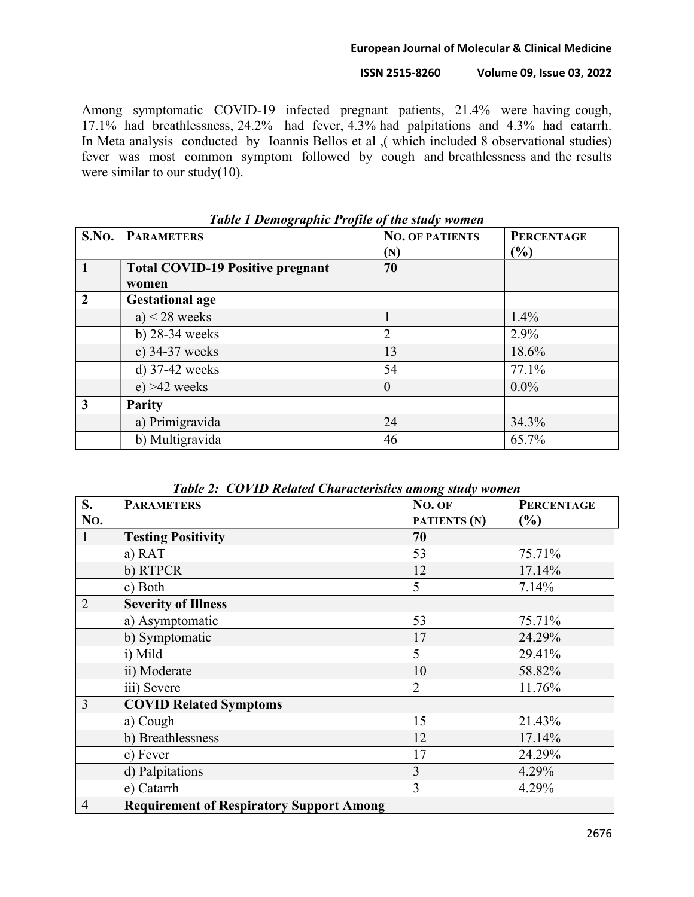Among symptomatic COVID-19 infected pregnant patients, 21.4% were having cough, 17.1% had breathlessness, 24.2% had fever, 4.3% had palpitations and 4.3% had catarrh. In Meta analysis conducted by Ioannis Bellos et al ,( which included 8 observational studies) fever was most common symptom followed by cough and breathlessness and the results were similar to our study(10).

***Table 1 Demographic Profile of the study women***

| S.No. | Parameters | No. of Patients (N) | Percentage (%) |
|---|---|---|---|
| **1** | **Total COVID-19 Positive pregnant women** | **70** | |
| **2** | **Gestational age** | | |
| | a) < 28 weeks | 1 | 1.4% |
| | b) 28-34 weeks | 2 | 2.9% |
| | c) 34-37 weeks | 13 | 18.6% |
| | d) 37-42 weeks | 54 | 77.1% |
| | e) >42 weeks | 0 | 0.0% |
| **3** | **Parity** | | |
| | a) Primigravida | 24 | 34.3% |
| | b) Multigravida | 46 | 65.7% |

***Table 2: COVID Related Characteristics among study women***

| S. No. | Parameters | No. of Patients (N) | Percentage (%) |
|---|---|---|---|
| 1 | **Testing Positivity** | **70** | |
| | a) RAT | 53 | 75.71% |
| | b) RTPCR | 12 | 17.14% |
| | c) Both | 5 | 7.14% |
| 2 | **Severity of Illness** | | |
| | a) Asymptomatic | 53 | 75.71% |
| | b) Symptomatic | 17 | 24.29% |
| | i) Mild | 5 | 29.41% |
| | ii) Moderate | 10 | 58.82% |
| | iii) Severe | 2 | 11.76% |
| 3 | **COVID Related Symptoms** | | |
| | a) Cough | 15 | 21.43% |
| | b) Breathlessness | 12 | 17.14% |
| | c) Fever | 17 | 24.29% |
| | d) Palpitations | 3 | 4.29% |
| | e) Catarrh | 3 | 4.29% |
| 4 | **Requirement of Respiratory Support Among** | | |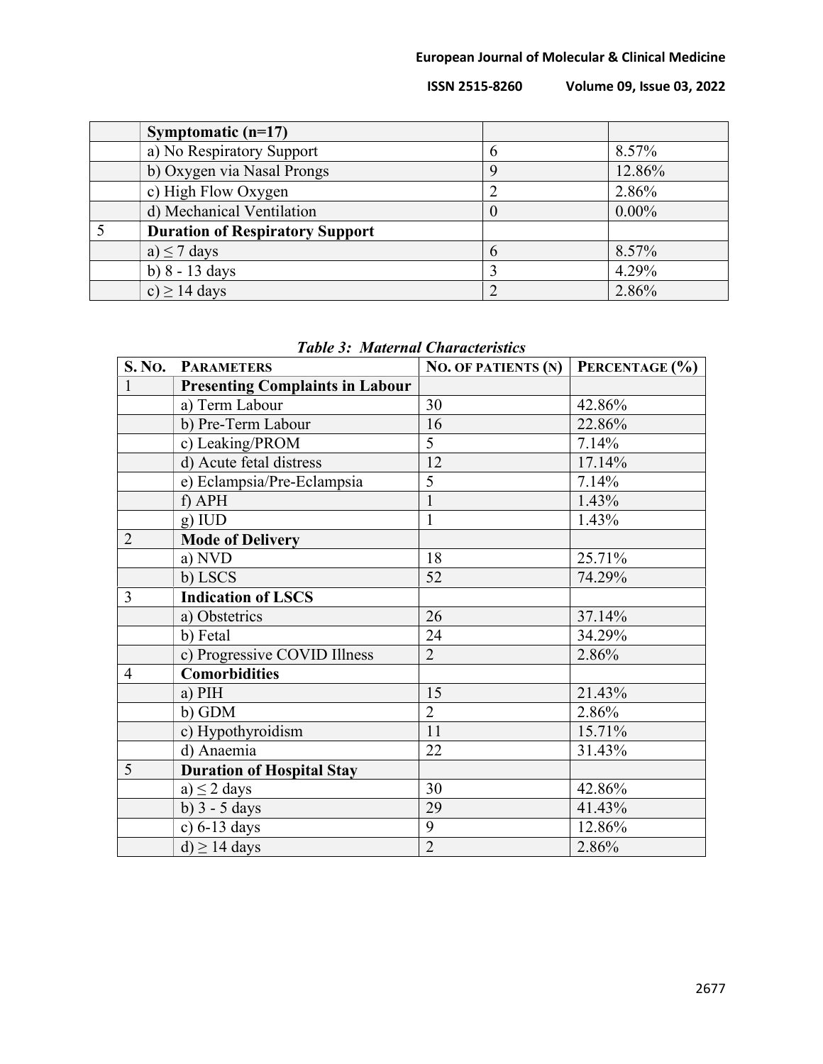| | | | |
|---|---|---|---|
| | **Symptomatic (n=17)** | | |
| | a) No Respiratory Support | 6 | 8.57% |
| | b) Oxygen via Nasal Prongs | 9 | 12.86% |
| | c) High Flow Oxygen | 2 | 2.86% |
| | d) Mechanical Ventilation | 0 | 0.00% |
| 5 | **Duration of Respiratory Support** | | |
| | a) ≤ 7 days | 6 | 8.57% |
| | b) 8 - 13 days | 3 | 4.29% |
| | c) ≥ 14 days | 2 | 2.86% |

***Table 3: Maternal Characteristics***

| S. No. | Parameters | No. of Patients (N) | Percentage (%) |
|---|---|---|---|
| 1 | **Presenting Complaints in Labour** | | |
| | a) Term Labour | 30 | 42.86% |
| | b) Pre-Term Labour | 16 | 22.86% |
| | c) Leaking/PROM | 5 | 7.14% |
| | d) Acute fetal distress | 12 | 17.14% |
| | e) Eclampsia/Pre-Eclampsia | 5 | 7.14% |
| | f) APH | 1 | 1.43% |
| | g) IUD | 1 | 1.43% |
| 2 | **Mode of Delivery** | | |
| | a) NVD | 18 | 25.71% |
| | b) LSCS | 52 | 74.29% |
| 3 | **Indication of LSCS** | | |
| | a) Obstetrics | 26 | 37.14% |
| | b) Fetal | 24 | 34.29% |
| | c) Progressive COVID Illness | 2 | 2.86% |
| 4 | **Comorbidities** | | |
| | a) PIH | 15 | 21.43% |
| | b) GDM | 2 | 2.86% |
| | c) Hypothyroidism | 11 | 15.71% |
| | d) Anaemia | 22 | 31.43% |
| 5 | **Duration of Hospital Stay** | | |
| | a) ≤ 2 days | 30 | 42.86% |
| | b) 3 - 5 days | 29 | 41.43% |
| | c) 6-13 days | 9 | 12.86% |
| | d) ≥ 14 days | 2 | 2.86% |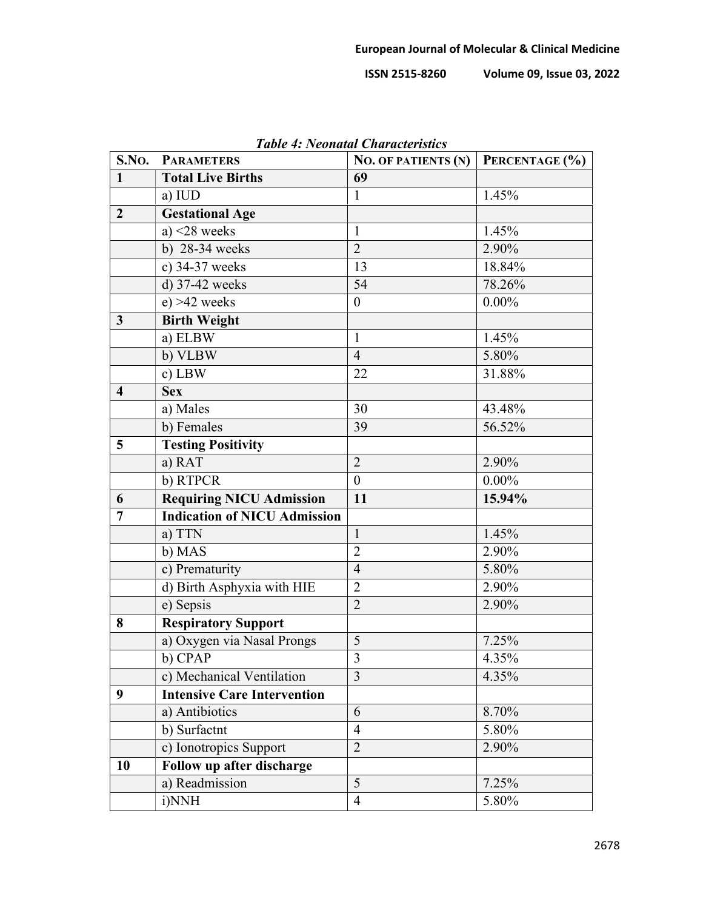*Table 4: Neonatal Characteristics*

| S.No. | Parameters | No. of Patients (N) | Percentage (%) |
|---|---|---|---|
| **1** | **Total Live Births** | **69** | |
| | a) IUD | 1 | 1.45% |
| **2** | **Gestational Age** | | |
| | a) <28 weeks | 1 | 1.45% |
| | b) 28-34 weeks | 2 | 2.90% |
| | c) 34-37 weeks | 13 | 18.84% |
| | d) 37-42 weeks | 54 | 78.26% |
| | e) >42 weeks | 0 | 0.00% |
| **3** | **Birth Weight** | | |
| | a) ELBW | 1 | 1.45% |
| | b) VLBW | 4 | 5.80% |
| | c) LBW | 22 | 31.88% |
| **4** | **Sex** | | |
| | a) Males | 30 | 43.48% |
| | b) Females | 39 | 56.52% |
| **5** | **Testing Positivity** | | |
| | a) RAT | 2 | 2.90% |
| | b) RTPCR | 0 | 0.00% |
| **6** | **Requiring NICU Admission** | **11** | **15.94%** |
| **7** | **Indication of NICU Admission** | | |
| | a) TTN | 1 | 1.45% |
| | b) MAS | 2 | 2.90% |
| | c) Prematurity | 4 | 5.80% |
| | d) Birth Asphyxia with HIE | 2 | 2.90% |
| | e) Sepsis | 2 | 2.90% |
| **8** | **Respiratory Support** | | |
| | a) Oxygen via Nasal Prongs | 5 | 7.25% |
| | b) CPAP | 3 | 4.35% |
| | c) Mechanical Ventilation | 3 | 4.35% |
| **9** | **Intensive Care Intervention** | | |
| | a) Antibiotics | 6 | 8.70% |
| | b) Surfactnt | 4 | 5.80% |
| | c) Ionotropics Support | 2 | 2.90% |
| **10** | **Follow up after discharge** | | |
| | a) Readmission | 5 | 7.25% |
| | i)NNH | 4 | 5.80% |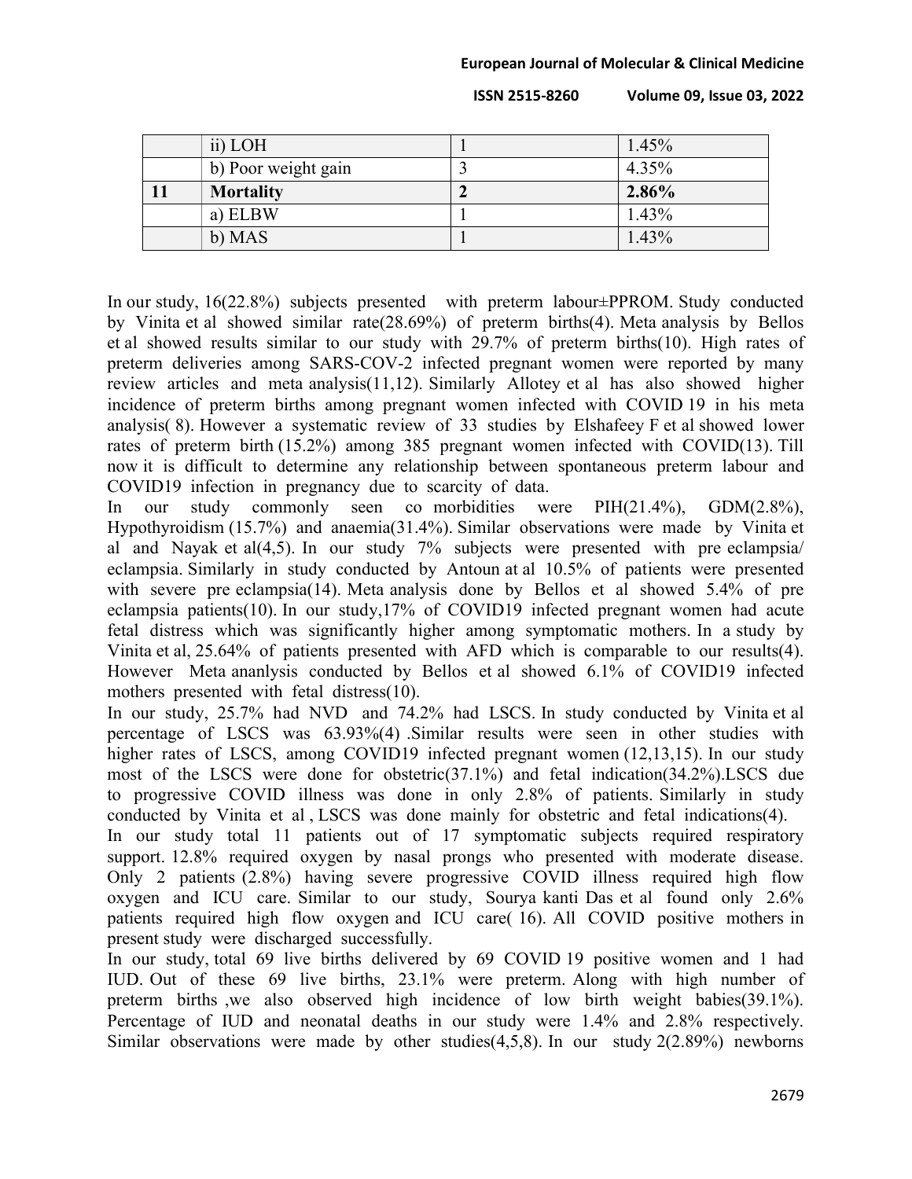|  | ii) LOH | 1 | 1.45% |
|---|---|---|---|
|  | b) Poor weight gain | 3 | 4.35% |
| **11** | **Mortality** | **2** | **2.86%** |
|  | a) ELBW | 1 | 1.43% |
|  | b) MAS | 1 | 1.43% |

In our study, 16(22.8%) subjects presented with preterm labour±PPROM. Study conducted by Vinita et al showed similar rate(28.69%) of preterm births(4). Meta analysis by Bellos et al showed results similar to our study with 29.7% of preterm births(10). High rates of preterm deliveries among SARS-COV-2 infected pregnant women were reported by many review articles and meta analysis(11,12). Similarly Allotey et al has also showed higher incidence of preterm births among pregnant women infected with COVID 19 in his meta analysis( 8). However a systematic review of 33 studies by Elshafeey F et al showed lower rates of preterm birth (15.2%) among 385 pregnant women infected with COVID(13). Till now it is difficult to determine any relationship between spontaneous preterm labour and COVID19 infection in pregnancy due to scarcity of data.

In our study commonly seen co morbidities were PIH(21.4%), GDM(2.8%), Hypothyroidism (15.7%) and anaemia(31.4%). Similar observations were made by Vinita et al and Nayak et al(4,5). In our study 7% subjects were presented with pre eclampsia/ eclampsia. Similarly in study conducted by Antoun at al 10.5% of patients were presented with severe pre eclampsia(14). Meta analysis done by Bellos et al showed 5.4% of pre eclampsia patients(10). In our study,17% of COVID19 infected pregnant women had acute fetal distress which was significantly higher among symptomatic mothers. In a study by Vinita et al, 25.64% of patients presented with AFD which is comparable to our results(4). However Meta ananlysis conducted by Bellos et al showed 6.1% of COVID19 infected mothers presented with fetal distress(10).

In our study, 25.7% had NVD and 74.2% had LSCS. In study conducted by Vinita et al percentage of LSCS was 63.93%(4) .Similar results were seen in other studies with higher rates of LSCS, among COVID19 infected pregnant women (12,13,15). In our study most of the LSCS were done for obstetric(37.1%) and fetal indication(34.2%).LSCS due to progressive COVID illness was done in only 2.8% of patients. Similarly in study conducted by Vinita et al , LSCS was done mainly for obstetric and fetal indications(4).

In our study total 11 patients out of 17 symptomatic subjects required respiratory support. 12.8% required oxygen by nasal prongs who presented with moderate disease. Only 2 patients (2.8%) having severe progressive COVID illness required high flow oxygen and ICU care. Similar to our study, Sourya kanti Das et al found only 2.6% patients required high flow oxygen and ICU care( 16). All COVID positive mothers in present study were discharged successfully.

In our study, total 69 live births delivered by 69 COVID 19 positive women and 1 had IUD. Out of these 69 live births, 23.1% were preterm. Along with high number of preterm births ,we also observed high incidence of low birth weight babies(39.1%). Percentage of IUD and neonatal deaths in our study were 1.4% and 2.8% respectively. Similar observations were made by other studies(4,5,8). In our study 2(2.89%) newborns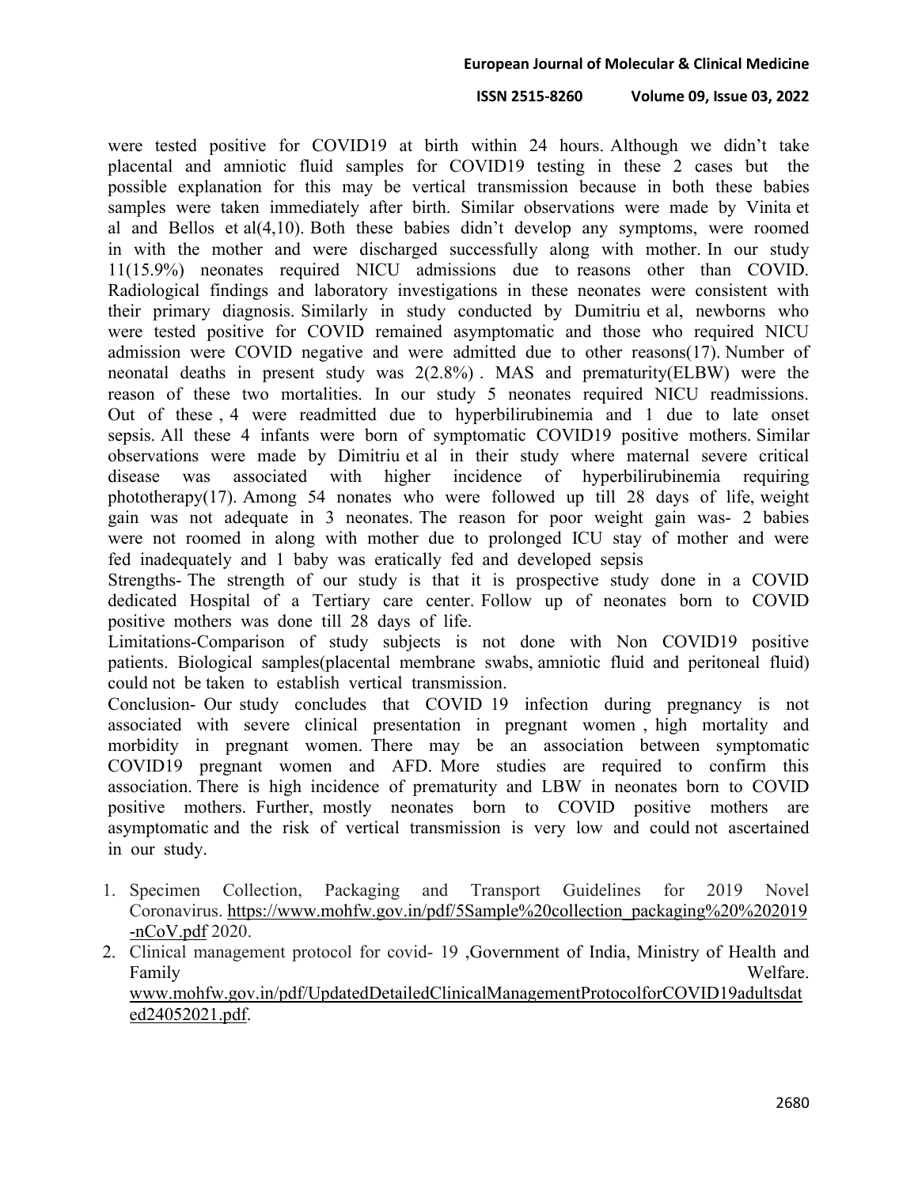were tested positive for COVID19 at birth within 24 hours. Although we didn't take placental and amniotic fluid samples for COVID19 testing in these 2 cases but the possible explanation for this may be vertical transmission because in both these babies samples were taken immediately after birth. Similar observations were made by Vinita et al and Bellos et al(4,10). Both these babies didn't develop any symptoms, were roomed in with the mother and were discharged successfully along with mother. In our study 11(15.9%) neonates required NICU admissions due to reasons other than COVID. Radiological findings and laboratory investigations in these neonates were consistent with their primary diagnosis. Similarly in study conducted by Dumitriu et al, newborns who were tested positive for COVID remained asymptomatic and those who required NICU admission were COVID negative and were admitted due to other reasons(17). Number of neonatal deaths in present study was 2(2.8%) . MAS and prematurity(ELBW) were the reason of these two mortalities. In our study 5 neonates required NICU readmissions. Out of these , 4 were readmitted due to hyperbilirubinemia and 1 due to late onset sepsis. All these 4 infants were born of symptomatic COVID19 positive mothers. Similar observations were made by Dimitriu et al in their study where maternal severe critical disease was associated with higher incidence of hyperbilirubinemia requiring phototherapy(17). Among 54 nonates who were followed up till 28 days of life, weight gain was not adequate in 3 neonates. The reason for poor weight gain was- 2 babies were not roomed in along with mother due to prolonged ICU stay of mother and were fed inadequately and 1 baby was eratically fed and developed sepsis

Strengths- The strength of our study is that it is prospective study done in a COVID dedicated Hospital of a Tertiary care center. Follow up of neonates born to COVID positive mothers was done till 28 days of life.

Limitations-Comparison of study subjects is not done with Non COVID19 positive patients. Biological samples(placental membrane swabs, amniotic fluid and peritoneal fluid) could not be taken to establish vertical transmission.

Conclusion- Our study concludes that COVID 19 infection during pregnancy is not associated with severe clinical presentation in pregnant women , high mortality and morbidity in pregnant women. There may be an association between symptomatic COVID19 pregnant women and AFD. More studies are required to confirm this association. There is high incidence of prematurity and LBW in neonates born to COVID positive mothers. Further, mostly neonates born to COVID positive mothers are asymptomatic and the risk of vertical transmission is very low and could not ascertained in our study.

1. Specimen Collection, Packaging and Transport Guidelines for 2019 Novel Coronavirus. https://www.mohfw.gov.in/pdf/5Sample%20collection_packaging%20%202019-nCoV.pdf 2020.
2. Clinical management protocol for covid- 19 ,Government of India, Ministry of Health and Family Welfare. www.mohfw.gov.in/pdf/UpdatedDetailedClinicalManagementProtocolforCOVID19adultsdated24052021.pdf.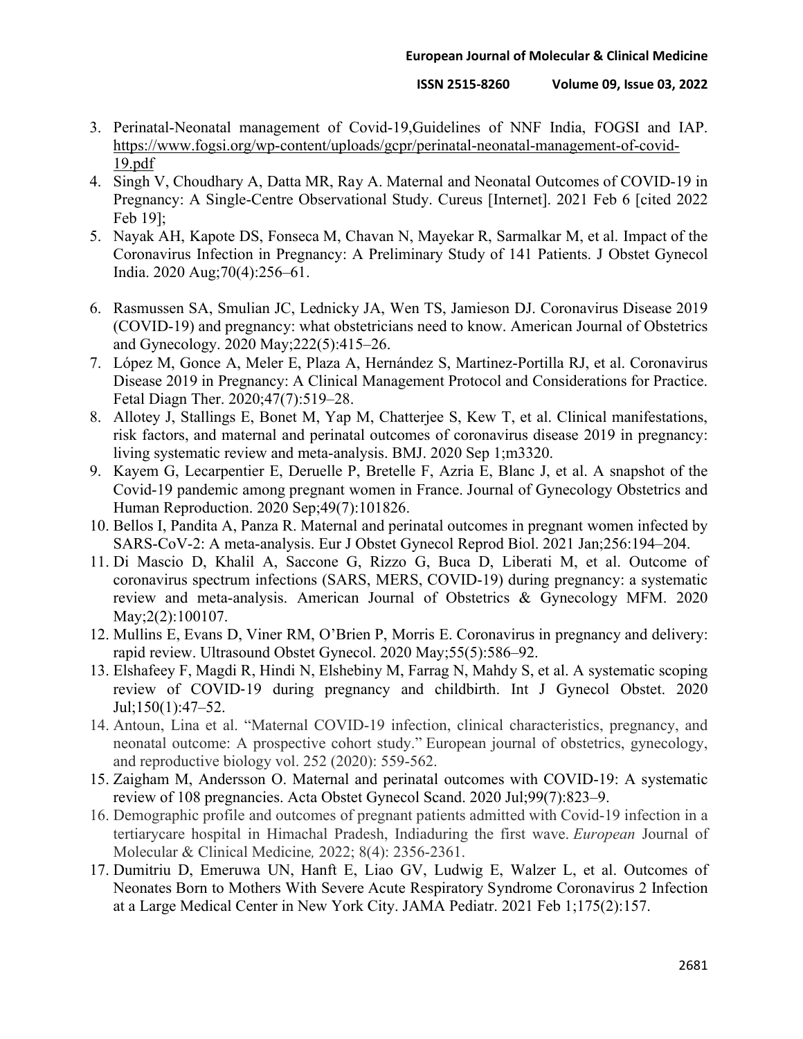3. Perinatal-Neonatal management of Covid-19,Guidelines of NNF India, FOGSI and IAP. https://www.fogsi.org/wp-content/uploads/gcpr/perinatal-neonatal-management-of-covid-19.pdf
4. Singh V, Choudhary A, Datta MR, Ray A. Maternal and Neonatal Outcomes of COVID-19 in Pregnancy: A Single-Centre Observational Study. Cureus [Internet]. 2021 Feb 6 [cited 2022 Feb 19];
5. Nayak AH, Kapote DS, Fonseca M, Chavan N, Mayekar R, Sarmalkar M, et al. Impact of the Coronavirus Infection in Pregnancy: A Preliminary Study of 141 Patients. J Obstet Gynecol India. 2020 Aug;70(4):256–61.
6. Rasmussen SA, Smulian JC, Lednicky JA, Wen TS, Jamieson DJ. Coronavirus Disease 2019 (COVID-19) and pregnancy: what obstetricians need to know. American Journal of Obstetrics and Gynecology. 2020 May;222(5):415–26.
7. López M, Gonce A, Meler E, Plaza A, Hernández S, Martinez-Portilla RJ, et al. Coronavirus Disease 2019 in Pregnancy: A Clinical Management Protocol and Considerations for Practice. Fetal Diagn Ther. 2020;47(7):519–28.
8. Allotey J, Stallings E, Bonet M, Yap M, Chatterjee S, Kew T, et al. Clinical manifestations, risk factors, and maternal and perinatal outcomes of coronavirus disease 2019 in pregnancy: living systematic review and meta-analysis. BMJ. 2020 Sep 1;m3320.
9. Kayem G, Lecarpentier E, Deruelle P, Bretelle F, Azria E, Blanc J, et al. A snapshot of the Covid-19 pandemic among pregnant women in France. Journal of Gynecology Obstetrics and Human Reproduction. 2020 Sep;49(7):101826.
10. Bellos I, Pandita A, Panza R. Maternal and perinatal outcomes in pregnant women infected by SARS-CoV-2: A meta-analysis. Eur J Obstet Gynecol Reprod Biol. 2021 Jan;256:194–204.
11. Di Mascio D, Khalil A, Saccone G, Rizzo G, Buca D, Liberati M, et al. Outcome of coronavirus spectrum infections (SARS, MERS, COVID-19) during pregnancy: a systematic review and meta-analysis. American Journal of Obstetrics & Gynecology MFM. 2020 May;2(2):100107.
12. Mullins E, Evans D, Viner RM, O'Brien P, Morris E. Coronavirus in pregnancy and delivery: rapid review. Ultrasound Obstet Gynecol. 2020 May;55(5):586–92.
13. Elshafeey F, Magdi R, Hindi N, Elshebiny M, Farrag N, Mahdy S, et al. A systematic scoping review of COVID‐19 during pregnancy and childbirth. Int J Gynecol Obstet. 2020 Jul;150(1):47–52.
14. Antoun, Lina et al. "Maternal COVID-19 infection, clinical characteristics, pregnancy, and neonatal outcome: A prospective cohort study." European journal of obstetrics, gynecology, and reproductive biology vol. 252 (2020): 559-562.
15. Zaigham M, Andersson O. Maternal and perinatal outcomes with COVID-19: A systematic review of 108 pregnancies. Acta Obstet Gynecol Scand. 2020 Jul;99(7):823–9.
16. Demographic profile and outcomes of pregnant patients admitted with Covid-19 infection in a tertiarycare hospital in Himachal Pradesh, Indiaduring the first wave. *European* Journal of Molecular & Clinical Medicine*,* 2022; 8(4): 2356-2361.
17. Dumitriu D, Emeruwa UN, Hanft E, Liao GV, Ludwig E, Walzer L, et al. Outcomes of Neonates Born to Mothers With Severe Acute Respiratory Syndrome Coronavirus 2 Infection at a Large Medical Center in New York City. JAMA Pediatr. 2021 Feb 1;175(2):157.